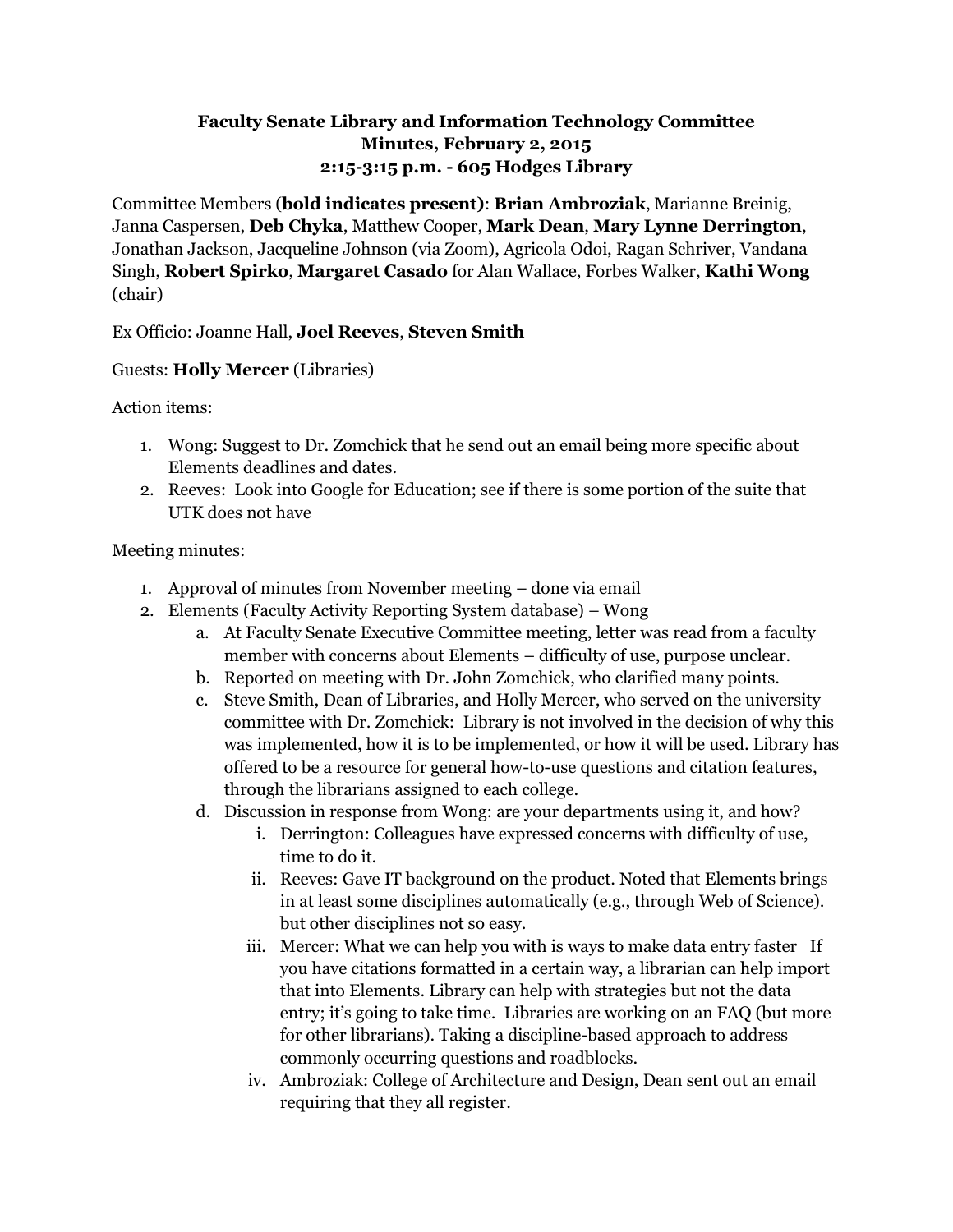**Faculty Senate Library and Information Technology Committee**
**Minutes, February 2, 2015**
**2:15-3:15 p.m. - 605 Hodges Library**

Committee Members (**bold indicates present)**: **Brian Ambroziak**, Marianne Breinig, Janna Caspersen, **Deb Chyka**, Matthew Cooper, **Mark Dean**, **Mary Lynne Derrington**, Jonathan Jackson, Jacqueline Johnson (via Zoom), Agricola Odoi, Ragan Schriver, Vandana Singh, **Robert Spirko**, **Margaret Casado** for Alan Wallace, Forbes Walker, **Kathi Wong** (chair)

Ex Officio: Joanne Hall, **Joel Reeves**, **Steven Smith**

Guests: **Holly Mercer** (Libraries)

Action items:

1. Wong: Suggest to Dr. Zomchick that he send out an email being more specific about Elements deadlines and dates.
2. Reeves: Look into Google for Education; see if there is some portion of the suite that UTK does not have

Meeting minutes:

1. Approval of minutes from November meeting – done via email
2. Elements (Faculty Activity Reporting System database) – Wong
    a. At Faculty Senate Executive Committee meeting, letter was read from a faculty member with concerns about Elements – difficulty of use, purpose unclear.
    b. Reported on meeting with Dr. John Zomchick, who clarified many points.
    c. Steve Smith, Dean of Libraries, and Holly Mercer, who served on the university committee with Dr. Zomchick: Library is not involved in the decision of why this was implemented, how it is to be implemented, or how it will be used. Library has offered to be a resource for general how-to-use questions and citation features, through the librarians assigned to each college.
    d. Discussion in response from Wong: are your departments using it, and how?
        i. Derrington: Colleagues have expressed concerns with difficulty of use, time to do it.
        ii. Reeves: Gave IT background on the product. Noted that Elements brings in at least some disciplines automatically (e.g., through Web of Science). but other disciplines not so easy.
        iii. Mercer: What we can help you with is ways to make data entry faster If you have citations formatted in a certain way, a librarian can help import that into Elements. Library can help with strategies but not the data entry; it's going to take time. Libraries are working on an FAQ (but more for other librarians). Taking a discipline-based approach to address commonly occurring questions and roadblocks.
        iv. Ambroziak: College of Architecture and Design, Dean sent out an email requiring that they all register.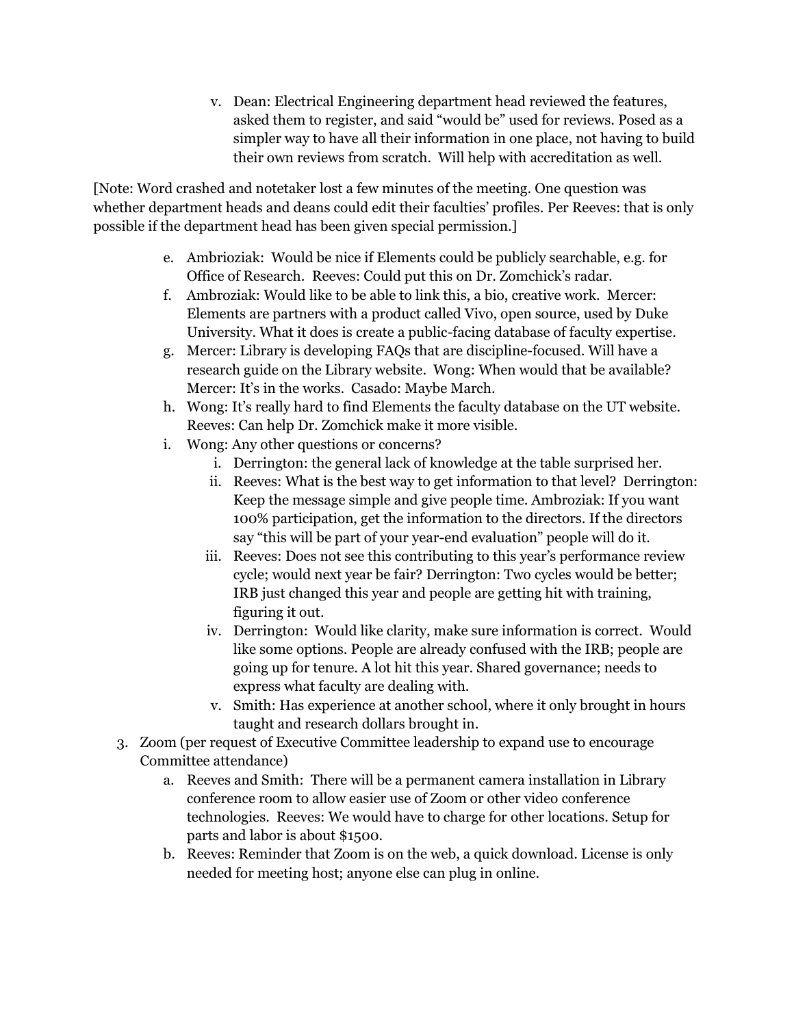v. Dean: Electrical Engineering department head reviewed the features, asked them to register, and said "would be" used for reviews. Posed as a simpler way to have all their information in one place, not having to build their own reviews from scratch. Will help with accreditation as well.

[Note: Word crashed and notetaker lost a few minutes of the meeting. One question was whether department heads and deans could edit their faculties' profiles. Per Reeves: that is only possible if the department head has been given special permission.]

   e. Ambrioziak: Would be nice if Elements could be publicly searchable, e.g. for Office of Research. Reeves: Could put this on Dr. Zomchick's radar.
   f. Ambroziak: Would like to be able to link this, a bio, creative work. Mercer: Elements are partners with a product called Vivo, open source, used by Duke University. What it does is create a public-facing database of faculty expertise.
   g. Mercer: Library is developing FAQs that are discipline-focused. Will have a research guide on the Library website. Wong: When would that be available? Mercer: It's in the works. Casado: Maybe March.
   h. Wong: It's really hard to find Elements the faculty database on the UT website. Reeves: Can help Dr. Zomchick make it more visible.
   i. Wong: Any other questions or concerns?
      i. Derrington: the general lack of knowledge at the table surprised her.
      ii. Reeves: What is the best way to get information to that level? Derrington: Keep the message simple and give people time. Ambroziak: If you want 100% participation, get the information to the directors. If the directors say "this will be part of your year-end evaluation" people will do it.
      iii. Reeves: Does not see this contributing to this year's performance review cycle; would next year be fair? Derrington: Two cycles would be better; IRB just changed this year and people are getting hit with training, figuring it out.
      iv. Derrington: Would like clarity, make sure information is correct. Would like some options. People are already confused with the IRB; people are going up for tenure. A lot hit this year. Shared governance; needs to express what faculty are dealing with.
      v. Smith: Has experience at another school, where it only brought in hours taught and research dollars brought in.

3. Zoom (per request of Executive Committee leadership to expand use to encourage Committee attendance)
   a. Reeves and Smith: There will be a permanent camera installation in Library conference room to allow easier use of Zoom or other video conference technologies. Reeves: We would have to charge for other locations. Setup for parts and labor is about $1500.
   b. Reeves: Reminder that Zoom is on the web, a quick download. License is only needed for meeting host; anyone else can plug in online.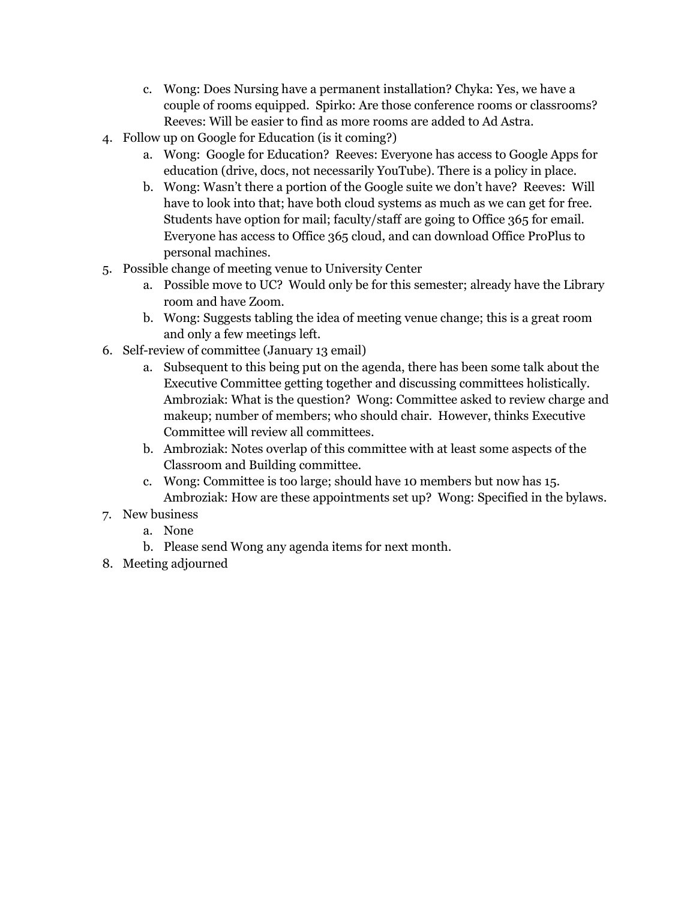c. Wong: Does Nursing have a permanent installation? Chyka: Yes, we have a couple of rooms equipped. Spirko: Are those conference rooms or classrooms? Reeves: Will be easier to find as more rooms are added to Ad Astra.

4. Follow up on Google for Education (is it coming?)
   a. Wong: Google for Education? Reeves: Everyone has access to Google Apps for education (drive, docs, not necessarily YouTube). There is a policy in place.
   b. Wong: Wasn't there a portion of the Google suite we don't have? Reeves: Will have to look into that; have both cloud systems as much as we can get for free. Students have option for mail; faculty/staff are going to Office 365 for email. Everyone has access to Office 365 cloud, and can download Office ProPlus to personal machines.
5. Possible change of meeting venue to University Center
   a. Possible move to UC? Would only be for this semester; already have the Library room and have Zoom.
   b. Wong: Suggests tabling the idea of meeting venue change; this is a great room and only a few meetings left.
6. Self-review of committee (January 13 email)
   a. Subsequent to this being put on the agenda, there has been some talk about the Executive Committee getting together and discussing committees holistically. Ambroziak: What is the question? Wong: Committee asked to review charge and makeup; number of members; who should chair. However, thinks Executive Committee will review all committees.
   b. Ambroziak: Notes overlap of this committee with at least some aspects of the Classroom and Building committee.
   c. Wong: Committee is too large; should have 10 members but now has 15. Ambroziak: How are these appointments set up? Wong: Specified in the bylaws.
7. New business
   a. None
   b. Please send Wong any agenda items for next month.
8. Meeting adjourned